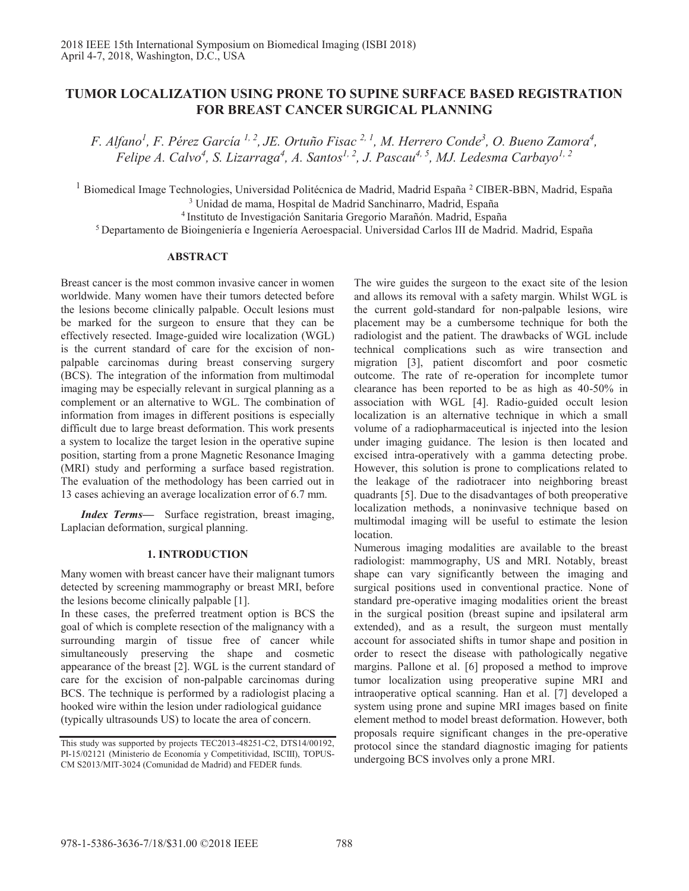# TUMOR LOCALIZATION USING PRONE TO SUPINE SURFACE BASED REGISTRATION FOR BREAST CANCER SURGICAL PLANNING

*F. Alfano[1], F. Pérez García [1, 2], JE. Ortuño Fisac [2, 1], M. Herrero Conde[3], O. Bueno Zamora[4], Felipe A. Calvo[4], S. Lizarraga[4], A. Santos[1, 2], J. Pascau[4, 5], MJ. Ledesma Carbayo[1, 2]*

[1] Biomedical Image Technologies, Universidad Politécnica de Madrid, Madrid España [2] CIBER-BBN, Madrid, España
[3] Unidad de mama, Hospital de Madrid Sanchinarro, Madrid, España
[4] Instituto de Investigación Sanitaria Gregorio Marañón. Madrid, España
[5] Departamento de Bioingeniería e Ingeniería Aeroespacial. Universidad Carlos III de Madrid. Madrid, España

## ABSTRACT

Breast cancer is the most common invasive cancer in women worldwide. Many women have their tumors detected before the lesions become clinically palpable. Occult lesions must be marked for the surgeon to ensure that they can be effectively resected. Image-guided wire localization (WGL) is the current standard of care for the excision of non-palpable carcinomas during breast conserving surgery (BCS). The integration of the information from multimodal imaging may be especially relevant in surgical planning as a complement or an alternative to WGL. The combination of information from images in different positions is especially difficult due to large breast deformation. This work presents a system to localize the target lesion in the operative supine position, starting from a prone Magnetic Resonance Imaging (MRI) study and performing a surface based registration. The evaluation of the methodology has been carried out in 13 cases achieving an average localization error of 6.7 mm.

***Index Terms***— Surface registration, breast imaging, Laplacian deformation, surgical planning.

## 1. INTRODUCTION

Many women with breast cancer have their malignant tumors detected by screening mammography or breast MRI, before the lesions become clinically palpable [1].

In these cases, the preferred treatment option is BCS the goal of which is complete resection of the malignancy with a surrounding margin of tissue free of cancer while simultaneously preserving the shape and cosmetic appearance of the breast [2]. WGL is the current standard of care for the excision of non-palpable carcinomas during BCS. The technique is performed by a radiologist placing a hooked wire within the lesion under radiological guidance (typically ultrasounds US) to locate the area of concern.

The wire guides the surgeon to the exact site of the lesion and allows its removal with a safety margin. Whilst WGL is the current gold-standard for non-palpable lesions, wire placement may be a cumbersome technique for both the radiologist and the patient. The drawbacks of WGL include technical complications such as wire transection and migration [3], patient discomfort and poor cosmetic outcome. The rate of re-operation for incomplete tumor clearance has been reported to be as high as 40-50% in association with WGL [4]. Radio-guided occult lesion localization is an alternative technique in which a small volume of a radiopharmaceutical is injected into the lesion under imaging guidance. The lesion is then located and excised intra-operatively with a gamma detecting probe. However, this solution is prone to complications related to the leakage of the radiotracer into neighboring breast quadrants [5]. Due to the disadvantages of both preoperative localization methods, a noninvasive technique based on multimodal imaging will be useful to estimate the lesion location.

Numerous imaging modalities are available to the breast radiologist: mammography, US and MRI. Notably, breast shape can vary significantly between the imaging and surgical positions used in conventional practice. None of standard pre-operative imaging modalities orient the breast in the surgical position (breast supine and ipsilateral arm extended), and as a result, the surgeon must mentally account for associated shifts in tumor shape and position in order to resect the disease with pathologically negative margins. Pallone et al. [6] proposed a method to improve tumor localization using preoperative supine MRI and intraoperative optical scanning. Han et al. [7] developed a system using prone and supine MRI images based on finite element method to model breast deformation. However, both proposals require significant changes in the pre-operative protocol since the standard diagnostic imaging for patients undergoing BCS involves only a prone MRI.

This study was supported by projects TEC2013-48251-C2, DTS14/00192, PI-15/02121 (Ministerio de Economía y Competitividad, ISCIII), TOPUS-CM S2013/MIT-3024 (Comunidad de Madrid) and FEDER funds.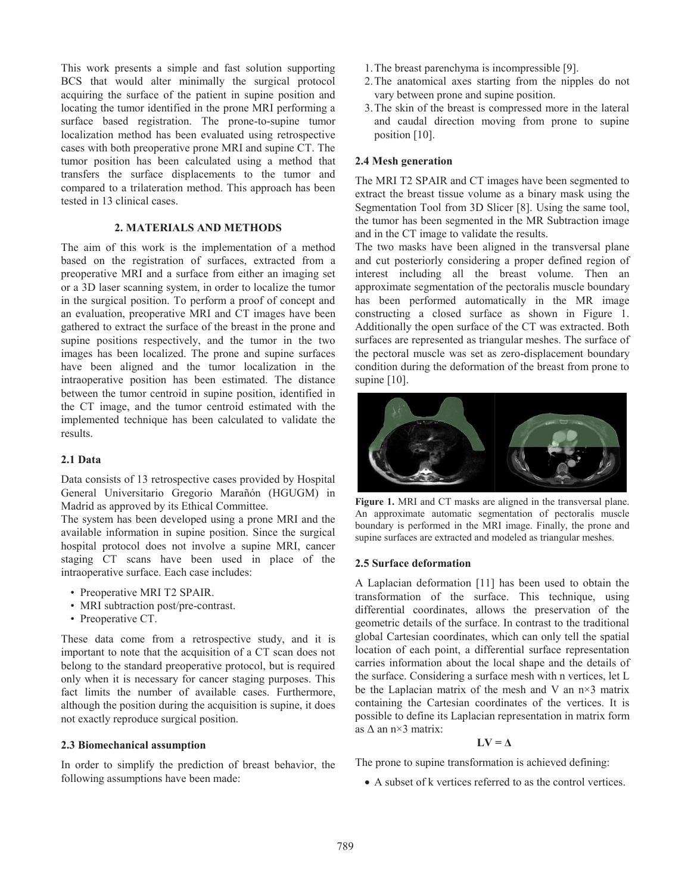This work presents a simple and fast solution supporting BCS that would alter minimally the surgical protocol acquiring the surface of the patient in supine position and locating the tumor identified in the prone MRI performing a surface based registration. The prone-to-supine tumor localization method has been evaluated using retrospective cases with both preoperative prone MRI and supine CT. The tumor position has been calculated using a method that transfers the surface displacements to the tumor and compared to a trilateration method. This approach has been tested in 13 clinical cases.

## 2. MATERIALS AND METHODS

The aim of this work is the implementation of a method based on the registration of surfaces, extracted from a preoperative MRI and a surface from either an imaging set or a 3D laser scanning system, in order to localize the tumor in the surgical position. To perform a proof of concept and an evaluation, preoperative MRI and CT images have been gathered to extract the surface of the breast in the prone and supine positions respectively, and the tumor in the two images has been localized. The prone and supine surfaces have been aligned and the tumor localization in the intraoperative position has been estimated. The distance between the tumor centroid in supine position, identified in the CT image, and the tumor centroid estimated with the implemented technique has been calculated to validate the results.

### 2.1 Data

Data consists of 13 retrospective cases provided by Hospital General Universitario Gregorio Marañón (HGUGM) in Madrid as approved by its Ethical Committee.

The system has been developed using a prone MRI and the available information in supine position. Since the surgical hospital protocol does not involve a supine MRI, cancer staging CT scans have been used in place of the intraoperative surface. Each case includes:

- Preoperative MRI T2 SPAIR.
- MRI subtraction post/pre-contrast.
- Preoperative CT.

These data come from a retrospective study, and it is important to note that the acquisition of a CT scan does not belong to the standard preoperative protocol, but is required only when it is necessary for cancer staging purposes. This fact limits the number of available cases. Furthermore, although the position during the acquisition is supine, it does not exactly reproduce surgical position.

### 2.3 Biomechanical assumption

In order to simplify the prediction of breast behavior, the following assumptions have been made:

1. The breast parenchyma is incompressible [9].
2. The anatomical axes starting from the nipples do not vary between prone and supine position.
3. The skin of the breast is compressed more in the lateral and caudal direction moving from prone to supine position [10].

### 2.4 Mesh generation

The MRI T2 SPAIR and CT images have been segmented to extract the breast tissue volume as a binary mask using the Segmentation Tool from 3D Slicer [8]. Using the same tool, the tumor has been segmented in the MR Subtraction image and in the CT image to validate the results.

The two masks have been aligned in the transversal plane and cut posteriorly considering a proper defined region of interest including all the breast volume. Then an approximate segmentation of the pectoralis muscle boundary has been performed automatically in the MR image constructing a closed surface as shown in Figure 1. Additionally the open surface of the CT was extracted. Both surfaces are represented as triangular meshes. The surface of the pectoral muscle was set as zero-displacement boundary condition during the deformation of the breast from prone to supine [10].

**Figure 1.** MRI and CT masks are aligned in the transversal plane. An approximate automatic segmentation of pectoralis muscle boundary is performed in the MRI image. Finally, the prone and supine surfaces are extracted and modeled as triangular meshes.

### 2.5 Surface deformation

A Laplacian deformation [11] has been used to obtain the transformation of the surface. This technique, using differential coordinates, allows the preservation of the geometric details of the surface. In contrast to the traditional global Cartesian coordinates, which can only tell the spatial location of each point, a differential surface representation carries information about the local shape and the details of the surface. Considering a surface mesh with n vertices, let L be the Laplacian matrix of the mesh and V an $n \times 3$ matrix containing the Cartesian coordinates of the vertices. It is possible to define its Laplacian representation in matrix form as $\Delta$ an $n \times 3$ matrix:

$$\mathbf{LV} = \mathbf{\Delta}$$

The prone to supine transformation is achieved defining:

- A subset of k vertices referred to as the control vertices.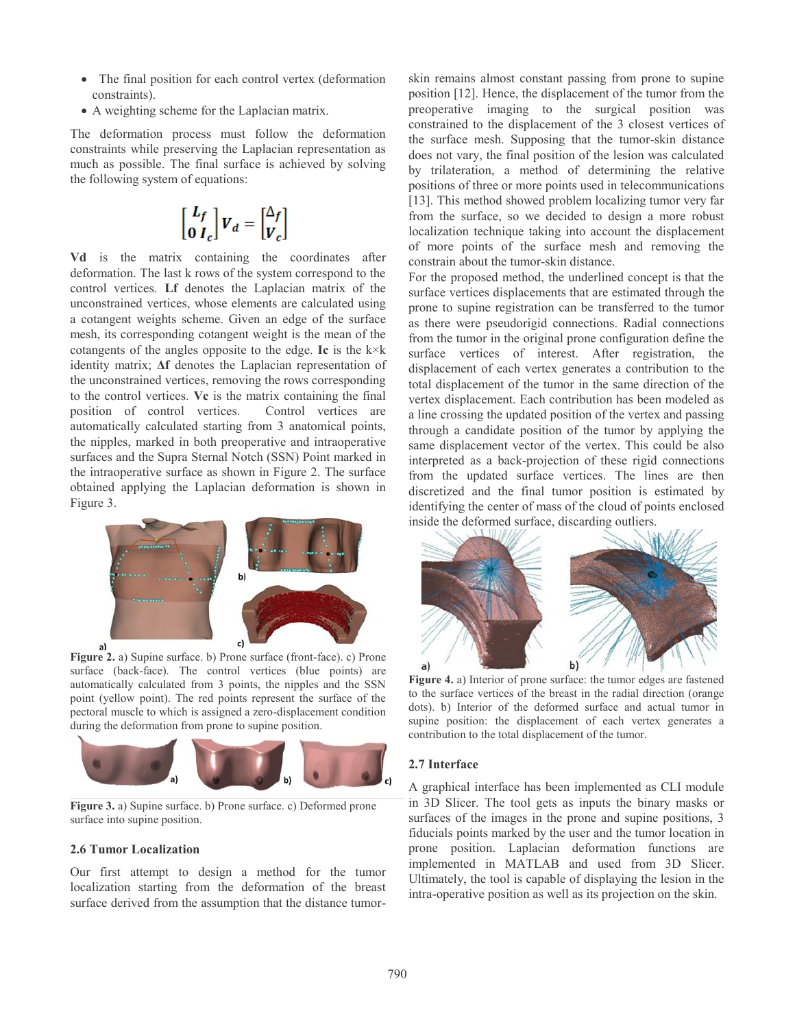- The final position for each control vertex (deformation constraints).
- A weighting scheme for the Laplacian matrix.

The deformation process must follow the deformation constraints while preserving the Laplacian representation as much as possible. The final surface is achieved by solving the following system of equations:

$$\begin{bmatrix} \boldsymbol{L_f} \\ \boldsymbol{0\ I_c} \end{bmatrix} \boldsymbol{V_d} = \begin{bmatrix} \Delta_f \\ \boldsymbol{V_c} \end{bmatrix}$$

**Vd** is the matrix containing the coordinates after deformation. The last k rows of the system correspond to the control vertices. **Lf** denotes the Laplacian matrix of the unconstrained vertices, whose elements are calculated using a cotangent weights scheme. Given an edge of the surface mesh, its corresponding cotangent weight is the mean of the cotangents of the angles opposite to the edge. **Ic** is the k×k identity matrix; **Δf** denotes the Laplacian representation of the unconstrained vertices, removing the rows corresponding to the control vertices. **Vc** is the matrix containing the final position of control vertices. Control vertices are automatically calculated starting from 3 anatomical points, the nipples, marked in both preoperative and intraoperative surfaces and the Supra Sternal Notch (SSN) Point marked in the intraoperative surface as shown in Figure 2. The surface obtained applying the Laplacian deformation is shown in Figure 3.

**Figure 2.** a) Supine surface. b) Prone surface (front-face). c) Prone surface (back-face). The control vertices (blue points) are automatically calculated from 3 points, the nipples and the SSN point (yellow point). The red points represent the surface of the pectoral muscle to which is assigned a zero-displacement condition during the deformation from prone to supine position.

**Figure 3.** a) Supine surface. b) Prone surface. c) Deformed prone surface into supine position.

### 2.6 Tumor Localization

Our first attempt to design a method for the tumor localization starting from the deformation of the breast surface derived from the assumption that the distance tumor-skin remains almost constant passing from prone to supine position [12]. Hence, the displacement of the tumor from the preoperative imaging to the surgical position was constrained to the displacement of the 3 closest vertices of the surface mesh. Supposing that the tumor-skin distance does not vary, the final position of the lesion was calculated by trilateration, a method of determining the relative positions of three or more points used in telecommunications [13]. This method showed problem localizing tumor very far from the surface, so we decided to design a more robust localization technique taking into account the displacement of more points of the surface mesh and removing the constrain about the tumor-skin distance.

For the proposed method, the underlined concept is that the surface vertices displacements that are estimated through the prone to supine registration can be transferred to the tumor as there were pseudorigid connections. Radial connections from the tumor in the original prone configuration define the surface vertices of interest. After registration, the displacement of each vertex generates a contribution to the total displacement of the tumor in the same direction of the vertex displacement. Each contribution has been modeled as a line crossing the updated position of the vertex and passing through a candidate position of the tumor by applying the same displacement vector of the vertex. This could be also interpreted as a back-projection of these rigid connections from the updated surface vertices. The lines are then discretized and the final tumor position is estimated by identifying the center of mass of the cloud of points enclosed inside the deformed surface, discarding outliers.

**Figure 4.** a) Interior of prone surface: the tumor edges are fastened to the surface vertices of the breast in the radial direction (orange dots). b) Interior of the deformed surface and actual tumor in supine position: the displacement of each vertex generates a contribution to the total displacement of the tumor.

### 2.7 Interface

A graphical interface has been implemented as CLI module in 3D Slicer. The tool gets as inputs the binary masks or surfaces of the images in the prone and supine positions, 3 fiducials points marked by the user and the tumor location in prone position. Laplacian deformation functions are implemented in MATLAB and used from 3D Slicer. Ultimately, the tool is capable of displaying the lesion in the intra-operative position as well as its projection on the skin.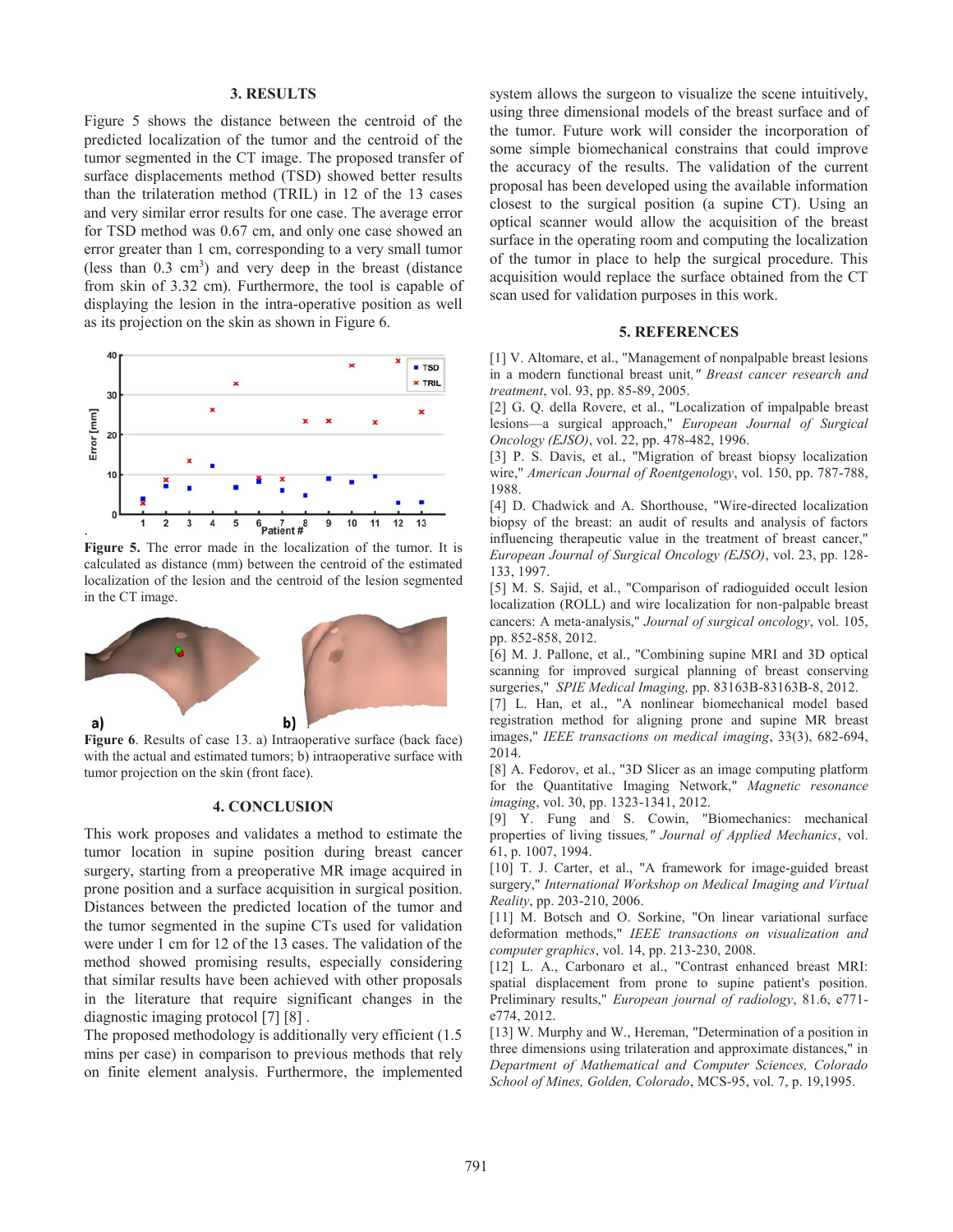## 3. RESULTS

Figure 5 shows the distance between the centroid of the predicted localization of the tumor and the centroid of the tumor segmented in the CT image. The proposed transfer of surface displacements method (TSD) showed better results than the trilateration method (TRIL) in 12 of the 13 cases and very similar error results for one case. The average error for TSD method was 0.67 cm, and only one case showed an error greater than 1 cm, corresponding to a very small tumor (less than 0.3 cm$^3$) and very deep in the breast (distance from skin of 3.32 cm). Furthermore, the tool is capable of displaying the lesion in the intra-operative position as well as its projection on the skin as shown in Figure 6.

Error [mm]
0
10
20
30
40
Patient #
1 2 3 4 5 6 7 8 9 10 11 12 13
TSD
TRIL

**Figure 5.** The error made in the localization of the tumor. It is calculated as distance (mm) between the centroid of the estimated localization of the lesion and the centroid of the lesion segmented in the CT image.

a) b)

**Figure 6**. Results of case 13. a) Intraoperative surface (back face) with the actual and estimated tumors; b) intraoperative surface with tumor projection on the skin (front face).

## 4. CONCLUSION

This work proposes and validates a method to estimate the tumor location in supine position during breast cancer surgery, starting from a preoperative MR image acquired in prone position and a surface acquisition in surgical position. Distances between the predicted location of the tumor and the tumor segmented in the supine CTs used for validation were under 1 cm for 12 of the 13 cases. The validation of the method showed promising results, especially considering that similar results have been achieved with other proposals in the literature that require significant changes in the diagnostic imaging protocol [7] [8] .

The proposed methodology is additionally very efficient (1.5 mins per case) in comparison to previous methods that rely on finite element analysis. Furthermore, the implemented system allows the surgeon to visualize the scene intuitively, using three dimensional models of the breast surface and of the tumor. Future work will consider the incorporation of some simple biomechanical constrains that could improve the accuracy of the results. The validation of the current proposal has been developed using the available information closest to the surgical position (a supine CT). Using an optical scanner would allow the acquisition of the breast surface in the operating room and computing the localization of the tumor in place to help the surgical procedure. This acquisition would replace the surface obtained from the CT scan used for validation purposes in this work.

## 5. REFERENCES

[1] V. Altomare, et al., "Management of nonpalpable breast lesions in a modern functional breast unit," *Breast cancer research and treatment*, vol. 93, pp. 85-89, 2005.

[2] G. Q. della Rovere, et al., "Localization of impalpable breast lesions—a surgical approach," *European Journal of Surgical Oncology (EJSO)*, vol. 22, pp. 478-482, 1996.

[3] P. S. Davis, et al., "Migration of breast biopsy localization wire," *American Journal of Roentgenology*, vol. 150, pp. 787-788, 1988.

[4] D. Chadwick and A. Shorthouse, "Wire-directed localization biopsy of the breast: an audit of results and analysis of factors influencing therapeutic value in the treatment of breast cancer," *European Journal of Surgical Oncology (EJSO)*, vol. 23, pp. 128-133, 1997.

[5] M. S. Sajid, et al., "Comparison of radioguided occult lesion localization (ROLL) and wire localization for non-palpable breast cancers: A meta-analysis," *Journal of surgical oncology*, vol. 105, pp. 852-858, 2012.

[6] M. J. Pallone, et al., "Combining supine MRI and 3D optical scanning for improved surgical planning of breast conserving surgeries," *SPIE Medical Imaging,* pp. 83163B-83163B-8, 2012.

[7] L. Han, et al., "A nonlinear biomechanical model based registration method for aligning prone and supine MR breast images," *IEEE transactions on medical imaging*, 33(3), 682-694, 2014.

[8] A. Fedorov, et al., "3D Slicer as an image computing platform for the Quantitative Imaging Network," *Magnetic resonance imaging*, vol. 30, pp. 1323-1341, 2012.

[9] Y. Fung and S. Cowin, "Biomechanics: mechanical properties of living tissues," *Journal of Applied Mechanics*, vol. 61, p. 1007, 1994.

[10] T. J. Carter, et al., "A framework for image-guided breast surgery," *International Workshop on Medical Imaging and Virtual Reality*, pp. 203-210, 2006.

[11] M. Botsch and O. Sorkine, "On linear variational surface deformation methods," *IEEE transactions on visualization and computer graphics*, vol. 14, pp. 213-230, 2008.

[12] L. A., Carbonaro et al., "Contrast enhanced breast MRI: spatial displacement from prone to supine patient's position. Preliminary results," *European journal of radiology*, 81.6, e771-e774, 2012.

[13] W. Murphy and W., Hereman, "Determination of a position in three dimensions using trilateration and approximate distances," in *Department of Mathematical and Computer Sciences, Colorado School of Mines, Golden, Colorado*, MCS-95, vol. 7, p. 19,1995.